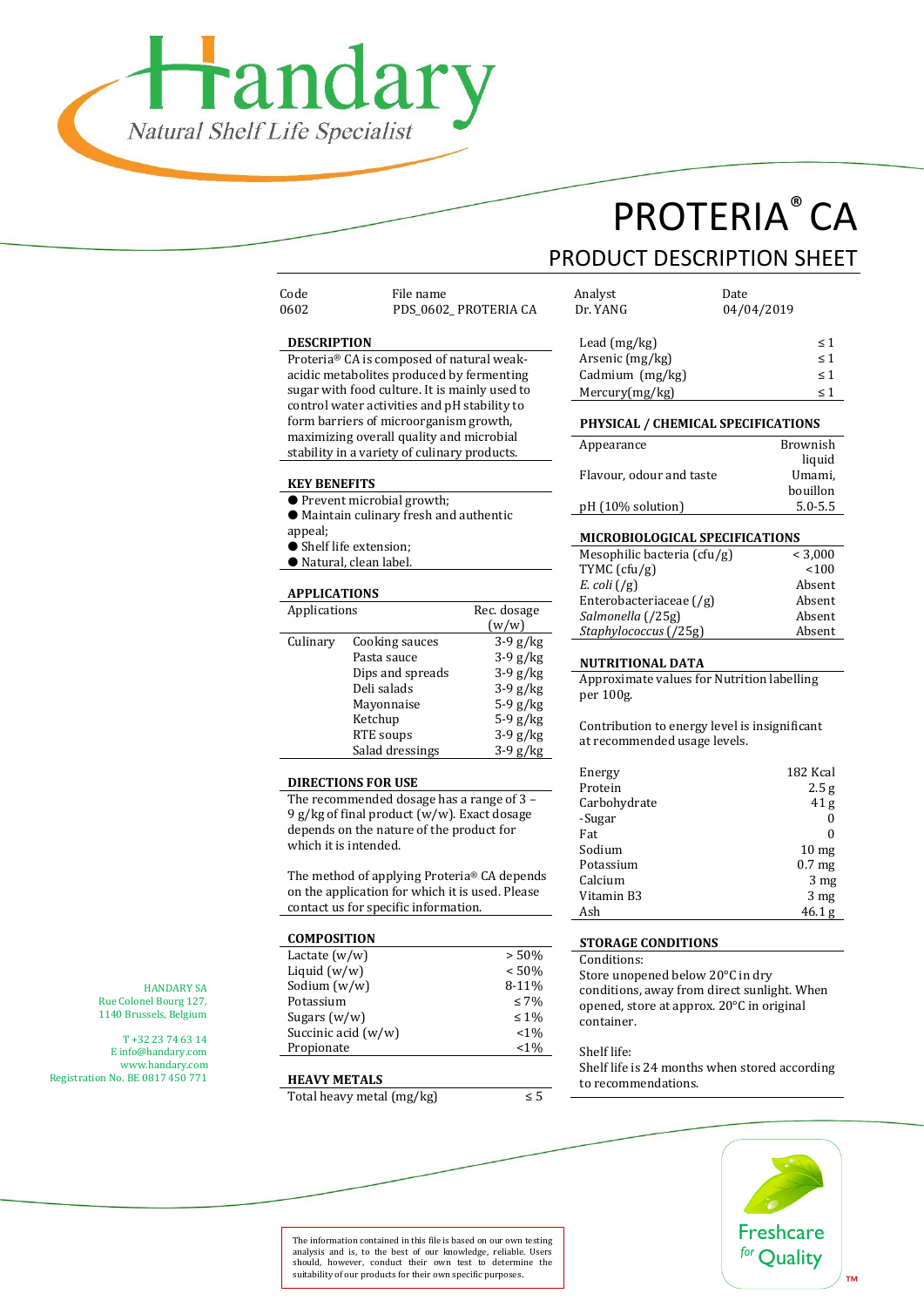# Handary

*Natural Shelf Life Specialist*

# PROTERIA® CA

## PRODUCT DESCRIPTION SHEET

| Code | File name | Analyst | Date |
|---|---|---|---|
| 0602 | PDS_0602_ PROTERIA CA | Dr. YANG | 04/04/2019 |

### DESCRIPTION

Proteria® CA is composed of natural weak-acidic metabolites produced by fermenting sugar with food culture. It is mainly used to control water activities and pH stability to form barriers of microorganism growth, maximizing overall quality and microbial stability in a variety of culinary products.

### KEY BENEFITS

- Prevent microbial growth;
- Maintain culinary fresh and authentic appeal;
- Shelf life extension;
- Natural, clean label.

### APPLICATIONS

| Applications | | Rec. dosage (w/w) |
|---|---|---|
| Culinary | Cooking sauces | 3-9 g/kg |
| | Pasta sauce | 3-9 g/kg |
| | Dips and spreads | 3-9 g/kg |
| | Deli salads | 3-9 g/kg |
| | Mayonnaise | 5-9 g/kg |
| | Ketchup | 5-9 g/kg |
| | RTE soups | 3-9 g/kg |
| | Salad dressings | 3-9 g/kg |

### DIRECTIONS FOR USE

The recommended dosage has a range of 3 – 9 g/kg of final product (w/w). Exact dosage depends on the nature of the product for which it is intended.

The method of applying Proteria® CA depends on the application for which it is used. Please contact us for specific information.

### COMPOSITION

| | |
|---|---|
| Lactate (w/w) | > 50% |
| Liquid (w/w) | < 50% |
| Sodium (w/w) | 8-11% |
| Potassium | ≤ 7% |
| Sugars (w/w) | ≤ 1% |
| Succinic acid (w/w) | <1% |
| Propionate | <1% |

### HEAVY METALS

| | |
|---|---|
| Total heavy metal (mg/kg) | ≤ 5 |
| Lead (mg/kg) | ≤ 1 |
| Arsenic (mg/kg) | ≤ 1 |
| Cadmium (mg/kg) | ≤ 1 |
| Mercury(mg/kg) | ≤ 1 |

### PHYSICAL / CHEMICAL SPECIFICATIONS

| | |
|---|---|
| Appearance | Brownish liquid |
| Flavour, odour and taste | Umami, bouillon |
| pH (10% solution) | 5.0-5.5 |

### MICROBIOLOGICAL SPECIFICATIONS

| | |
|---|---|
| Mesophilic bacteria (cfu/g) | < 3,000 |
| TYMC (cfu/g) | <100 |
| *E. coli* (/g) | Absent |
| Enterobacteriaceae (/g) | Absent |
| *Salmonella* (/25g) | Absent |
| *Staphylococcus* (/25g) | Absent |

### NUTRITIONAL DATA

Approximate values for Nutrition labelling per 100g.

Contribution to energy level is insignificant at recommended usage levels.

| | |
|---|---|
| Energy | 182 Kcal |
| Protein | 2.5 g |
| Carbohydrate | 41 g |
| -Sugar | 0 |
| Fat | 0 |
| Sodium | 10 mg |
| Potassium | 0.7 mg |
| Calcium | 3 mg |
| Vitamin B3 | 3 mg |
| Ash | 46.1 g |

### STORAGE CONDITIONS

Conditions:
Store unopened below 20°C in dry conditions, away from direct sunlight. When opened, store at approx. 20°C in original container.

Shelf life:
Shelf life is 24 months when stored according to recommendations.

HANDARY SA
Rue Colonel Bourg 127,
1140 Brussels, Belgium

T +32 23 74 63 14
E info@handary.com
www.handary.com
Registration No. BE 0817 450 771

The information contained in this file is based on our own testing analysis and is, to the best of our knowledge, reliable. Users should, however, conduct their own test to determine the suitability of our products for their own specific purposes.

Freshcare *for* Quality™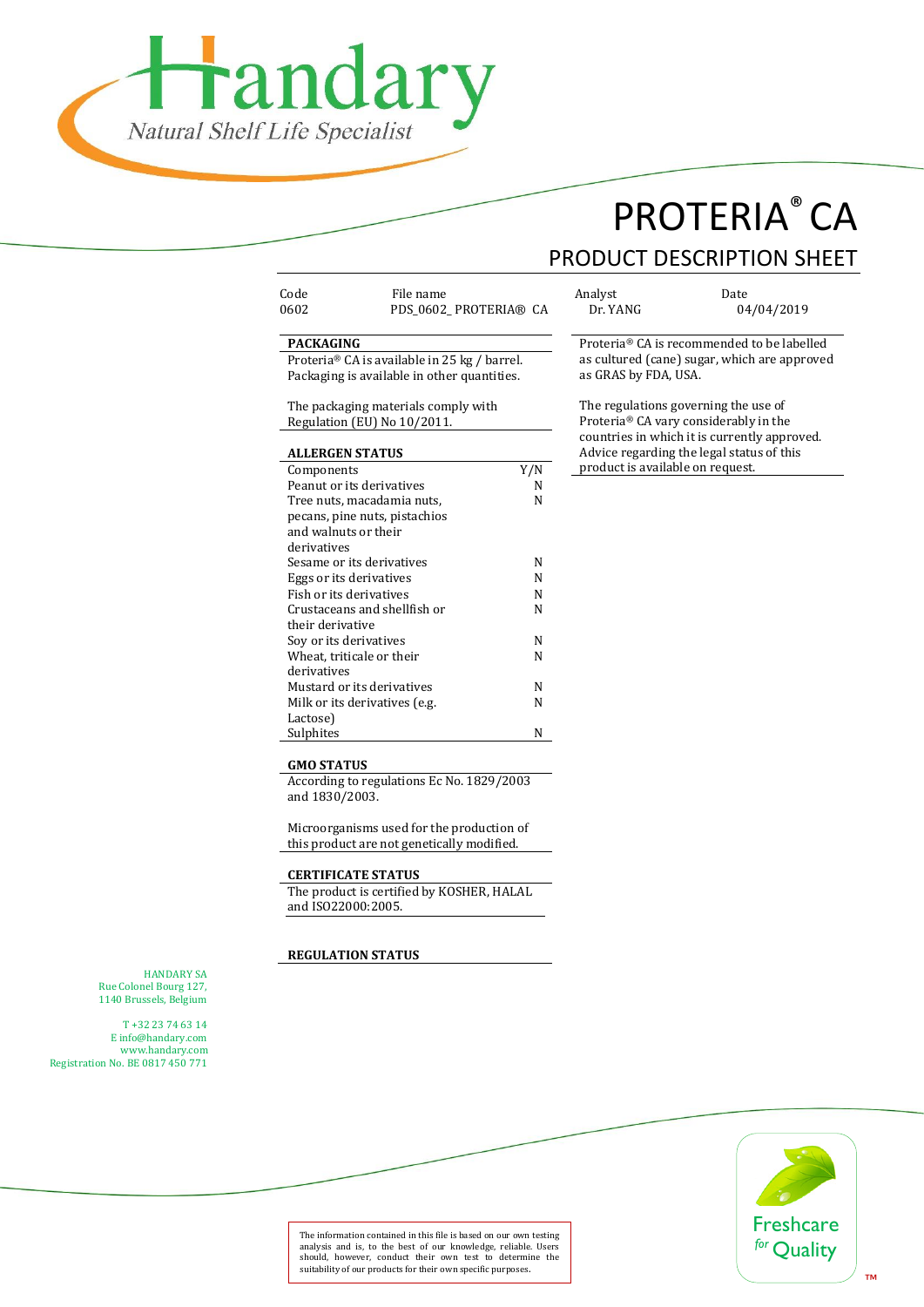Handary

*Natural Shelf Life Specialist*

# PROTERIA® CA

## PRODUCT DESCRIPTION SHEET

| Code | File name | Analyst | Date |
|---|---|---|---|
| 0602 | PDS_0602_ PROTERIA® CA | Dr. YANG | 04/04/2019 |

**PACKAGING**

Proteria® CA is available in 25 kg / barrel. Packaging is available in other quantities.

The packaging materials comply with Regulation (EU) No 10/2011.

**ALLERGEN STATUS**

| Components | Y/N |
|---|---|
| Peanut or its derivatives | N |
| Tree nuts, macadamia nuts, pecans, pine nuts, pistachios and walnuts or their derivatives | N |
| Sesame or its derivatives | N |
| Eggs or its derivatives | N |
| Fish or its derivatives | N |
| Crustaceans and shellfish or their derivative | N |
| Soy or its derivatives | N |
| Wheat, triticale or their derivatives | N |
| Mustard or its derivatives | N |
| Milk or its derivatives (e.g. Lactose) | N |
| Sulphites | N |

**GMO STATUS**

According to regulations Ec No. 1829/2003 and 1830/2003.

Microorganisms used for the production of this product are not genetically modified.

**CERTIFICATE STATUS**

The product is certified by KOSHER, HALAL and ISO22000:2005.

**REGULATION STATUS**

Proteria® CA is recommended to be labelled as cultured (cane) sugar, which are approved as GRAS by FDA, USA.

The regulations governing the use of Proteria® CA vary considerably in the countries in which it is currently approved. Advice regarding the legal status of this product is available on request.

HANDARY SA
Rue Colonel Bourg 127,
1140 Brussels, Belgium

T +32 23 74 63 14
E info@handary.com
www.handary.com
Registration No. BE 0817 450 771

The information contained in this file is based on our own testing analysis and is, to the best of our knowledge, reliable. Users should, however, conduct their own test to determine the suitability of our products for their own specific purposes.

Freshcare *for* Quality ™